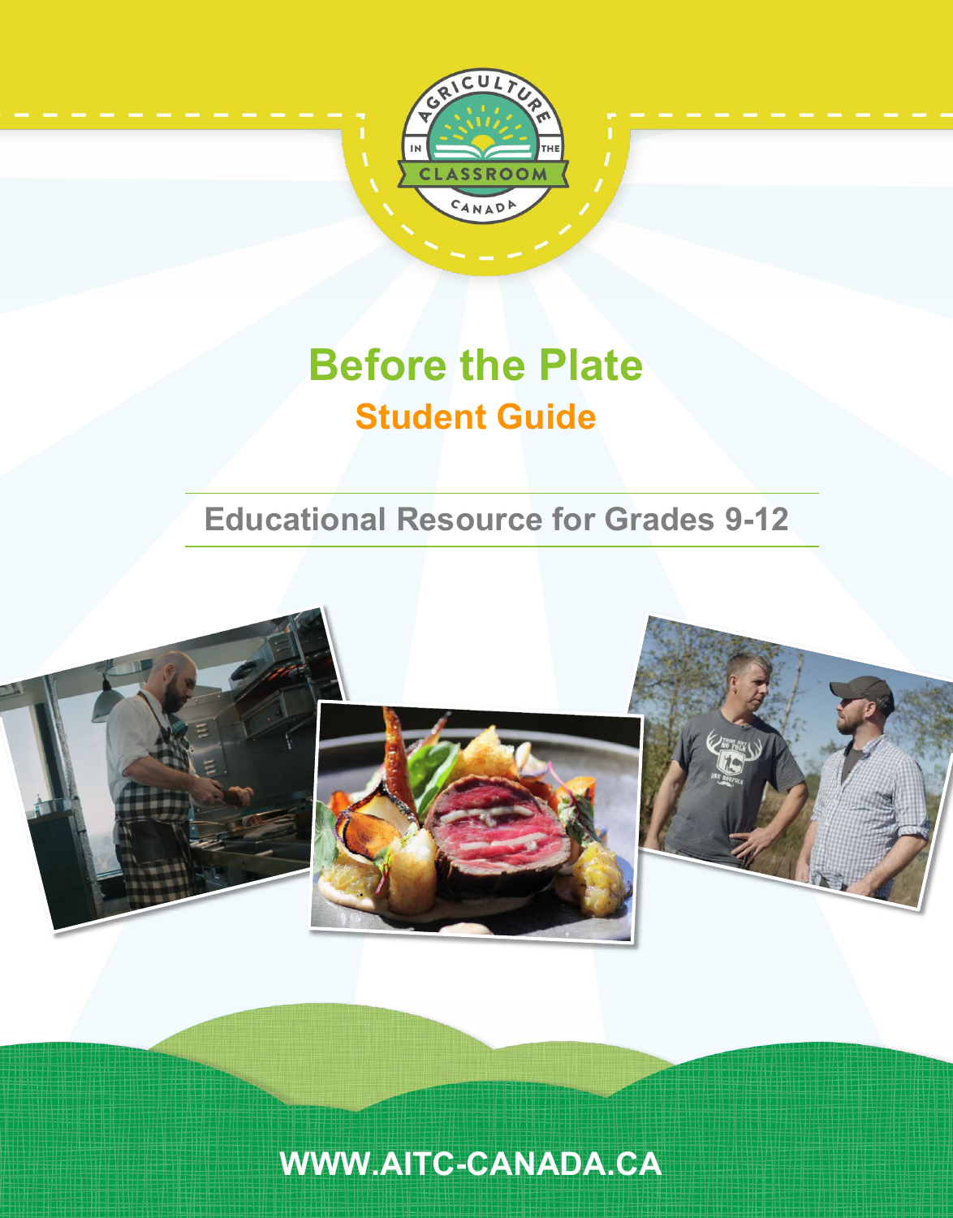# Before the Plate

## Student Guide

Educational Resource for Grades 9-12

WWW.AITC-CANADA.CA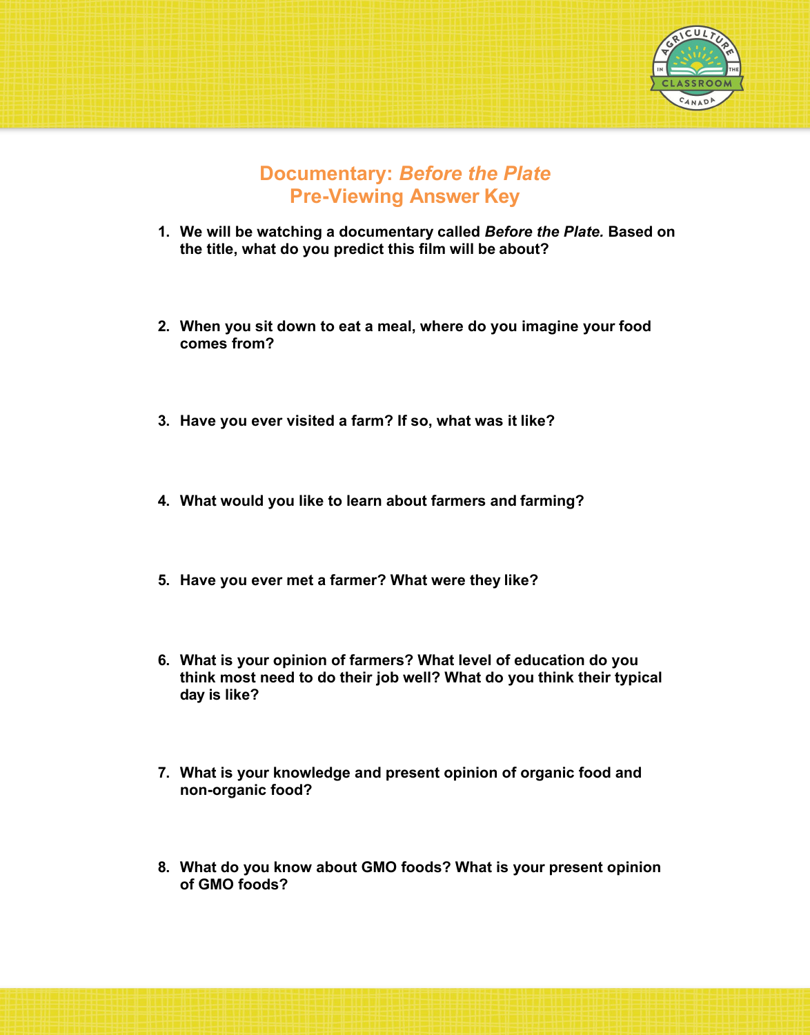# Documentary: *Before the Plate*
## Pre-Viewing Answer Key

1. **We will be watching a documentary called *Before the Plate.* Based on the title, what do you predict this film will be about?**

2. **When you sit down to eat a meal, where do you imagine your food comes from?**

3. **Have you ever visited a farm? If so, what was it like?**

4. **What would you like to learn about farmers and farming?**

5. **Have you ever met a farmer? What were they like?**

6. **What is your opinion of farmers? What level of education do you think most need to do their job well? What do you think their typical day is like?**

7. **What is your knowledge and present opinion of organic food and non-organic food?**

8. **What do you know about GMO foods? What is your present opinion of GMO foods?**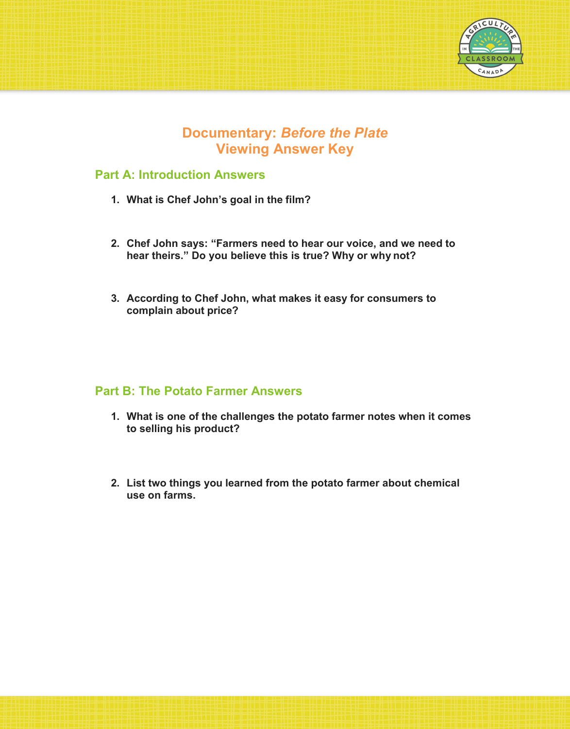# Documentary: *Before the Plate*
# Viewing Answer Key

## Part A: Introduction Answers

1. **What is Chef John's goal in the film?**

2. **Chef John says: "Farmers need to hear our voice, and we need to hear theirs." Do you believe this is true? Why or why not?**

3. **According to Chef John, what makes it easy for consumers to complain about price?**

## Part B: The Potato Farmer Answers

1. **What is one of the challenges the potato farmer notes when it comes to selling his product?**

2. **List two things you learned from the potato farmer about chemical use on farms.**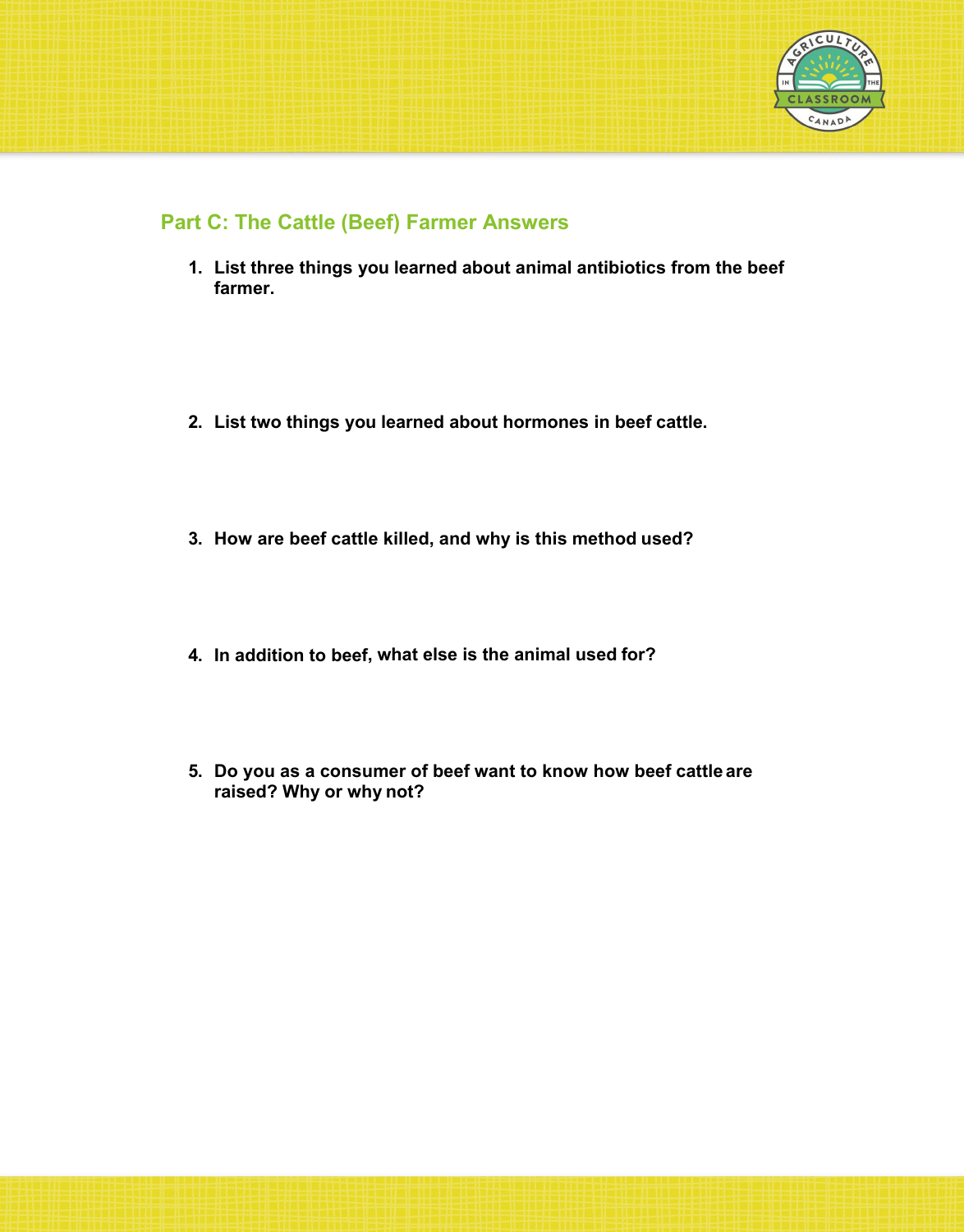## Part C: The Cattle (Beef) Farmer Answers

1. **List three things you learned about animal antibiotics from the beef farmer.**

2. **List two things you learned about hormones in beef cattle.**

3. **How are beef cattle killed, and why is this method used?**

4. **In addition to beef, what else is the animal used for?**

5. **Do you as a consumer of beef want to know how beef cattle are raised? Why or why not?**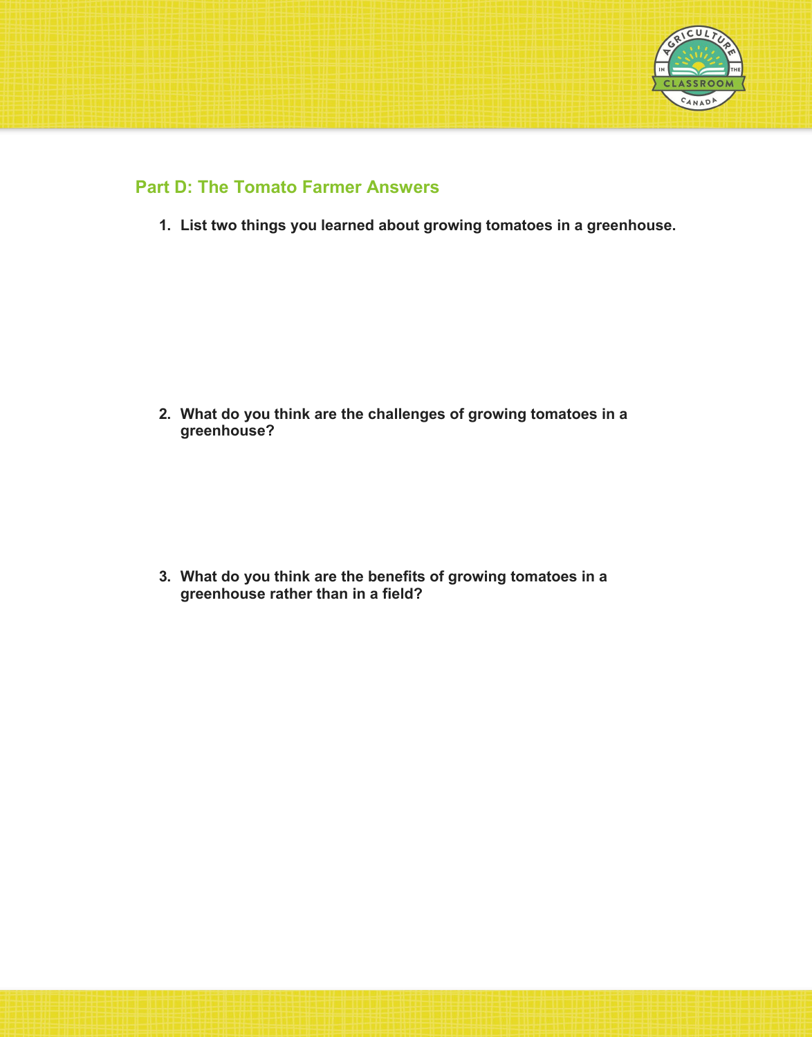## Part D: The Tomato Farmer Answers

1. **List two things you learned about growing tomatoes in a greenhouse.**

2. **What do you think are the challenges of growing tomatoes in a greenhouse?**

3. **What do you think are the benefits of growing tomatoes in a greenhouse rather than in a field?**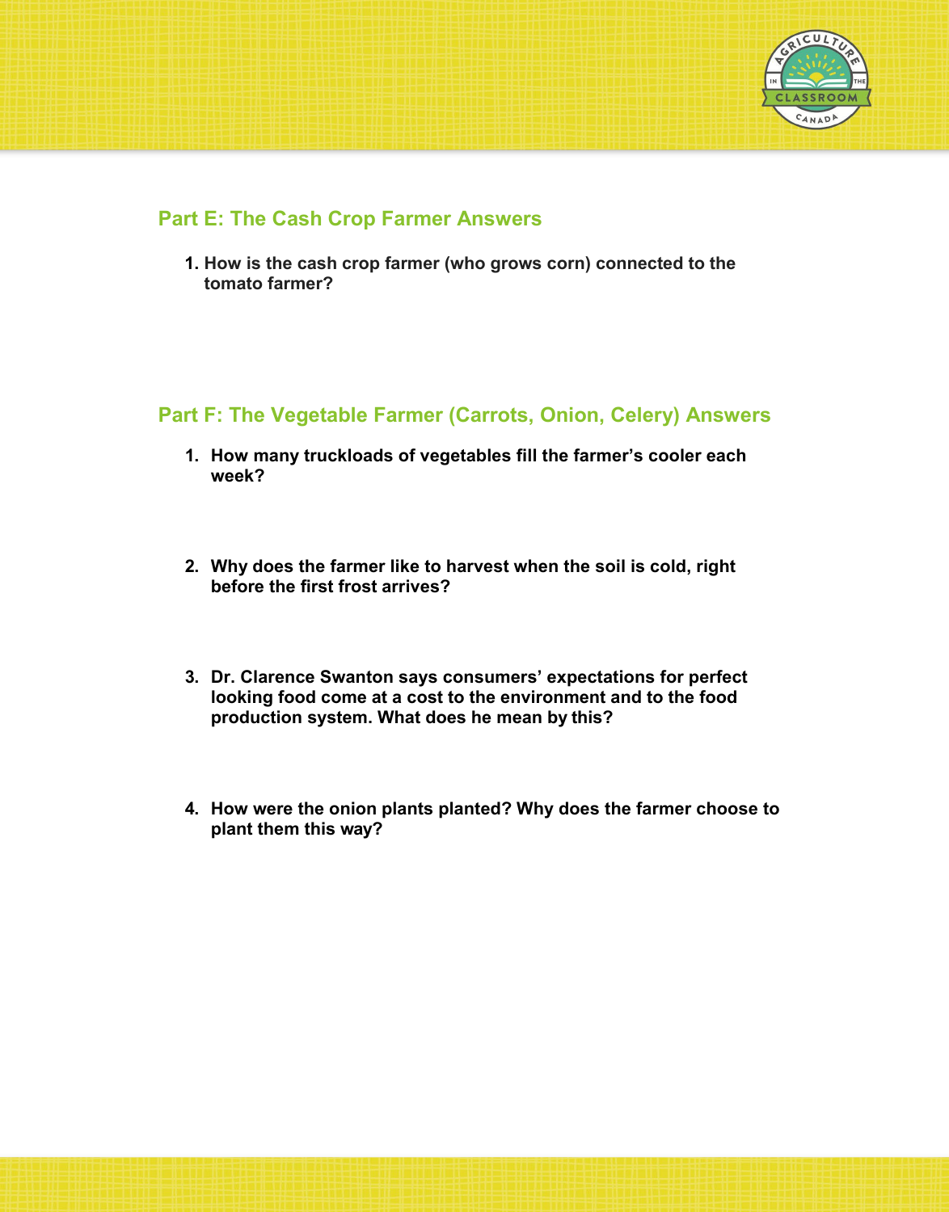## Part E: The Cash Crop Farmer Answers

1. **How is the cash crop farmer (who grows corn) connected to the tomato farmer?**

## Part F: The Vegetable Farmer (Carrots, Onion, Celery) Answers

1. **How many truckloads of vegetables fill the farmer's cooler each week?**

2. **Why does the farmer like to harvest when the soil is cold, right before the first frost arrives?**

3. **Dr. Clarence Swanton says consumers' expectations for perfect looking food come at a cost to the environment and to the food production system. What does he mean by this?**

4. **How were the onion plants planted? Why does the farmer choose to plant them this way?**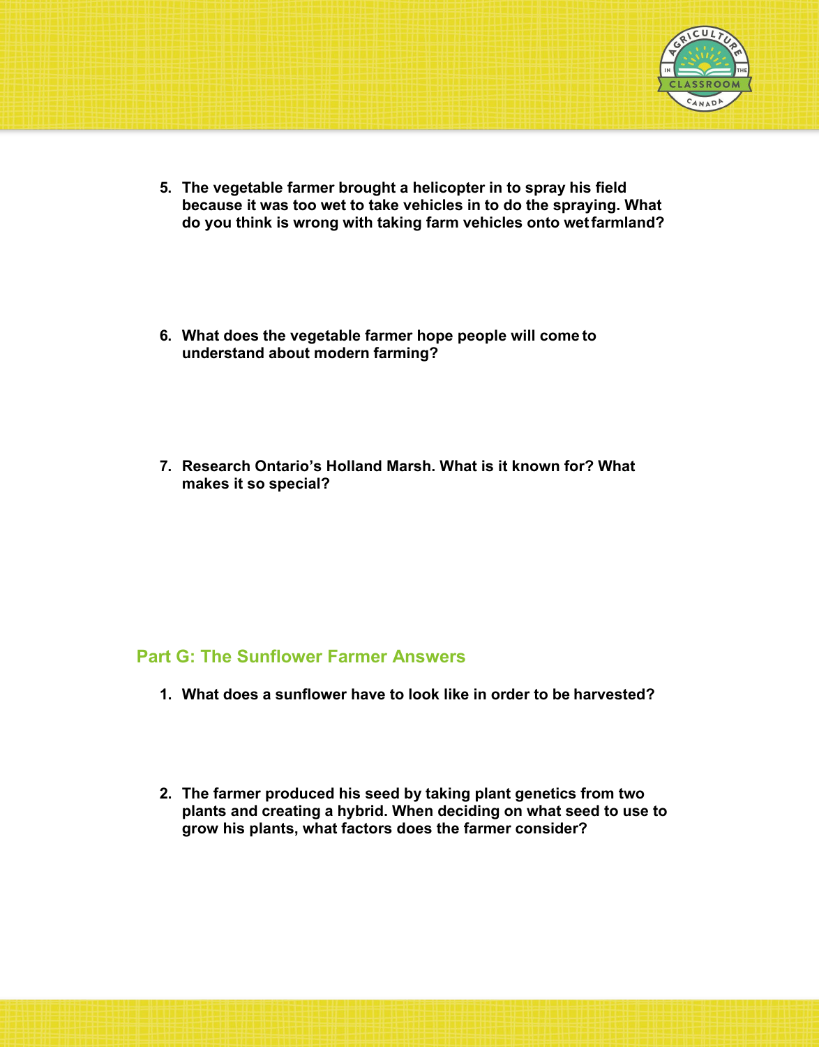5. **The vegetable farmer brought a helicopter in to spray his field because it was too wet to take vehicles in to do the spraying. What do you think is wrong with taking farm vehicles onto wet farmland?**

6. **What does the vegetable farmer hope people will come to understand about modern farming?**

7. **Research Ontario's Holland Marsh. What is it known for? What makes it so special?**

## Part G: The Sunflower Farmer Answers

1. **What does a sunflower have to look like in order to be harvested?**

2. **The farmer produced his seed by taking plant genetics from two plants and creating a hybrid. When deciding on what seed to use to grow his plants, what factors does the farmer consider?**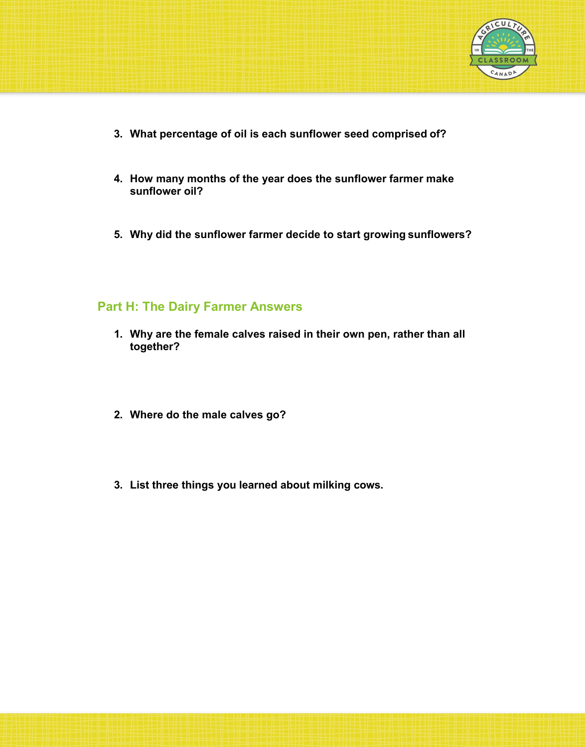3. **What percentage of oil is each sunflower seed comprised of?**

4. **How many months of the year does the sunflower farmer make sunflower oil?**

5. **Why did the sunflower farmer decide to start growing sunflowers?**

## Part H: The Dairy Farmer Answers

1. **Why are the female calves raised in their own pen, rather than all together?**

2. **Where do the male calves go?**

3. **List three things you learned about milking cows.**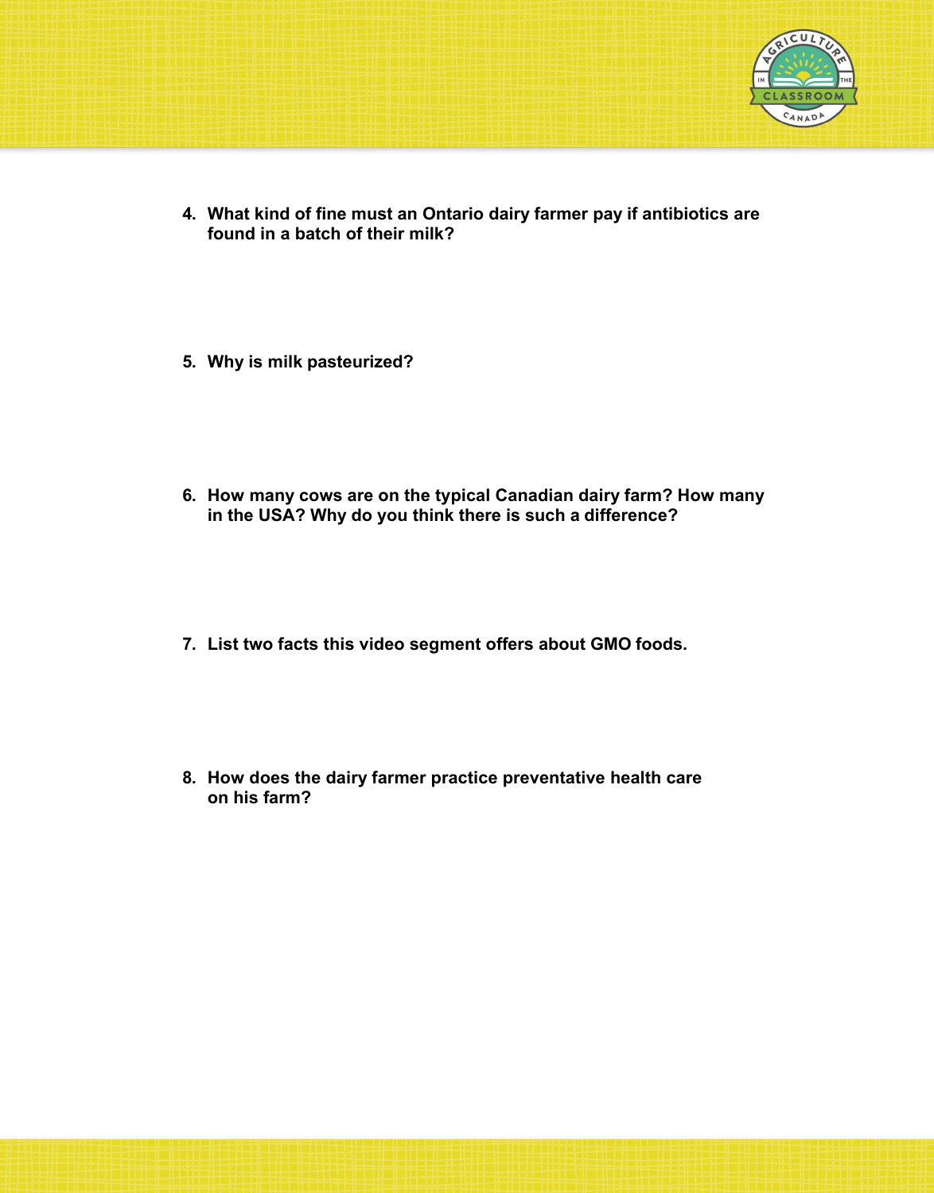4. **What kind of fine must an Ontario dairy farmer pay if antibiotics are found in a batch of their milk?**

5. **Why is milk pasteurized?**

6. **How many cows are on the typical Canadian dairy farm? How many in the USA? Why do you think there is such a difference?**

7. **List two facts this video segment offers about GMO foods.**

8. **How does the dairy farmer practice preventative health care on his farm?**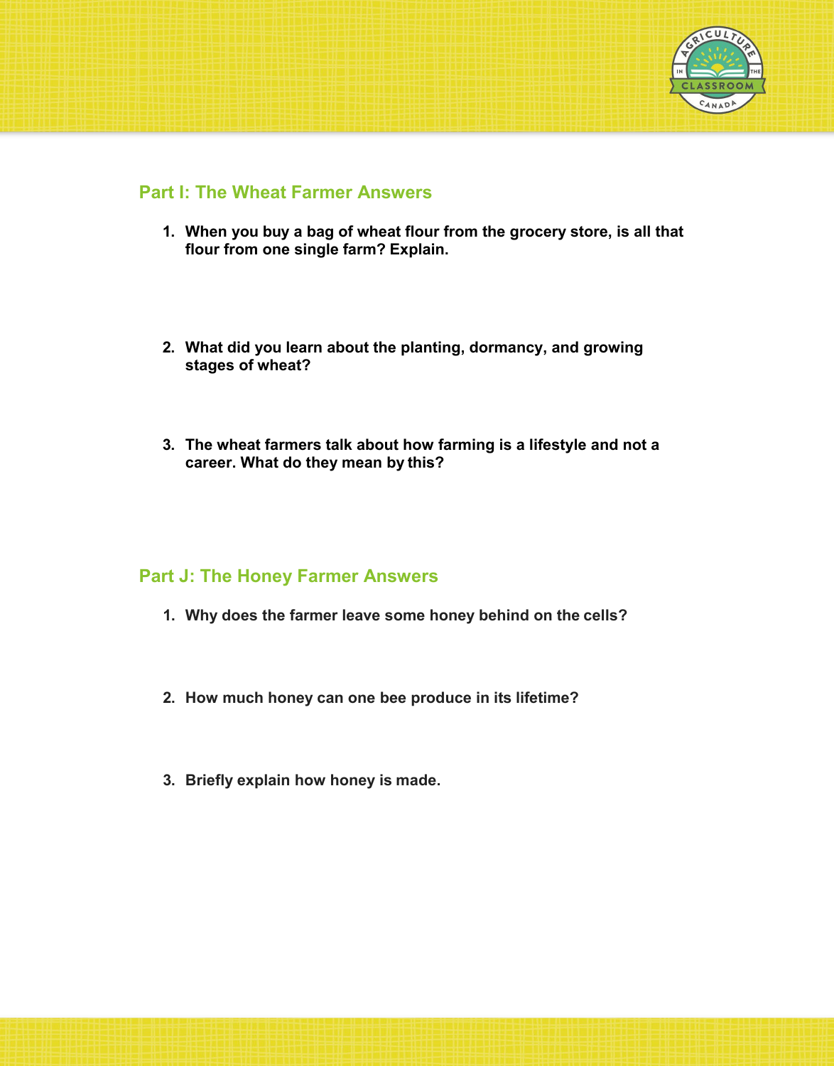## Part I: The Wheat Farmer Answers

1. **When you buy a bag of wheat flour from the grocery store, is all that flour from one single farm? Explain.**

2. **What did you learn about the planting, dormancy, and growing stages of wheat?**

3. **The wheat farmers talk about how farming is a lifestyle and not a career. What do they mean by this?**

## Part J: The Honey Farmer Answers

1. **Why does the farmer leave some honey behind on the cells?**

2. **How much honey can one bee produce in its lifetime?**

3. **Briefly explain how honey is made.**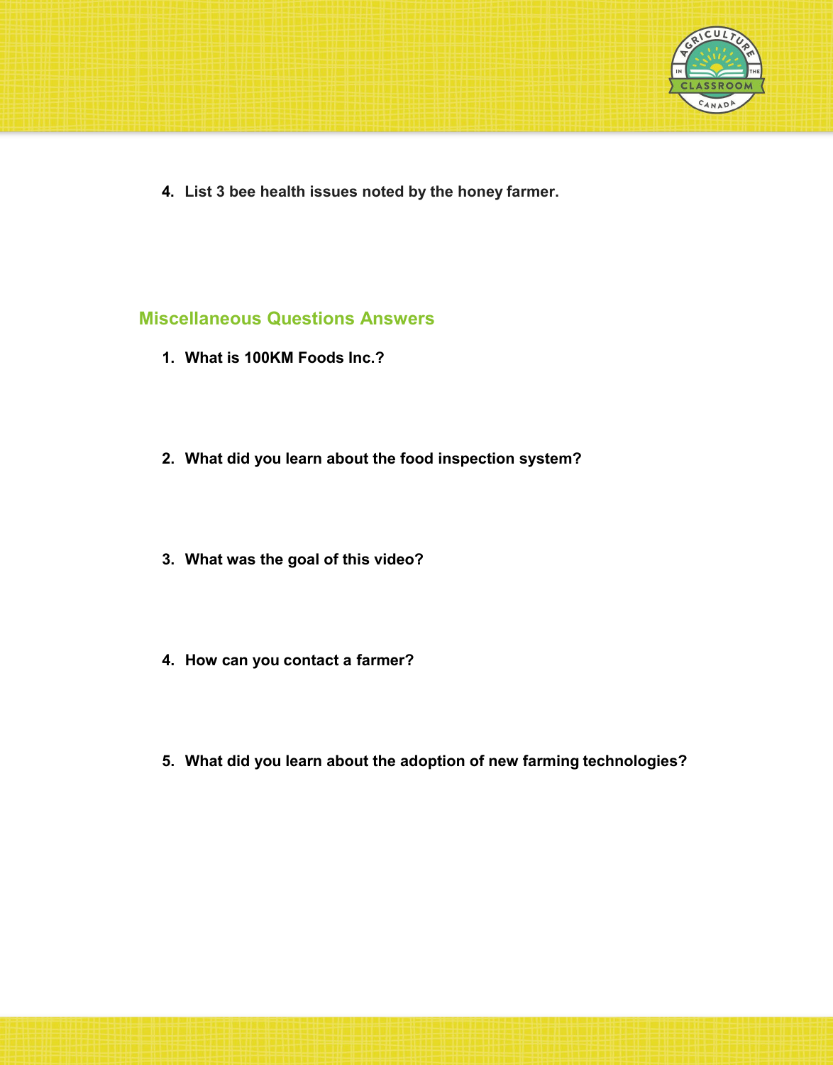4. **List 3 bee health issues noted by the honey farmer.**

## Miscellaneous Questions Answers

1. **What is 100KM Foods Inc.?**

2. **What did you learn about the food inspection system?**

3. **What was the goal of this video?**

4. **How can you contact a farmer?**

5. **What did you learn about the adoption of new farming technologies?**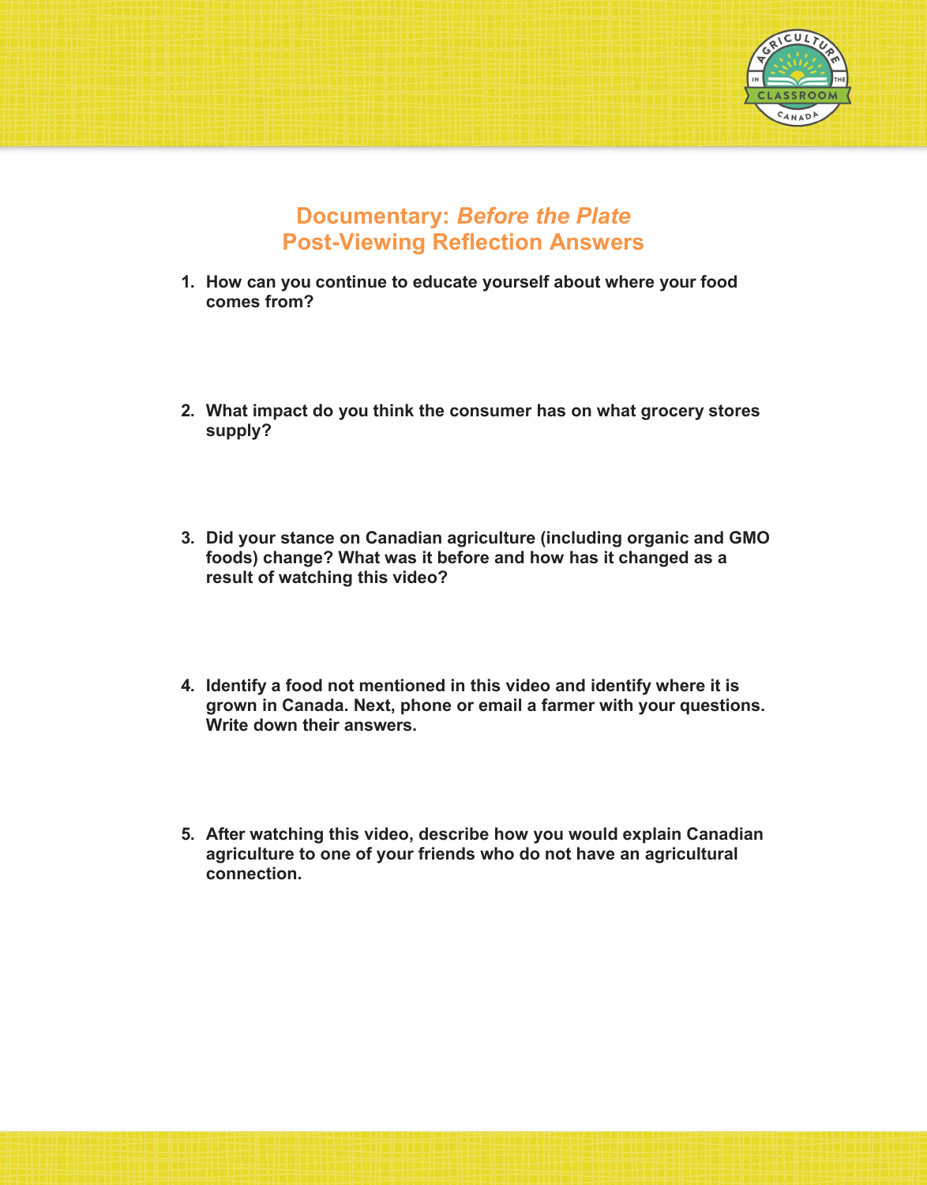# Documentary: *Before the Plate*
# Post-Viewing Reflection Answers

1. **How can you continue to educate yourself about where your food comes from?**

2. **What impact do you think the consumer has on what grocery stores supply?**

3. **Did your stance on Canadian agriculture (including organic and GMO foods) change? What was it before and how has it changed as a result of watching this video?**

4. **Identify a food not mentioned in this video and identify where it is grown in Canada. Next, phone or email a farmer with your questions. Write down their answers.**

5. **After watching this video, describe how you would explain Canadian agriculture to one of your friends who do not have an agricultural connection.**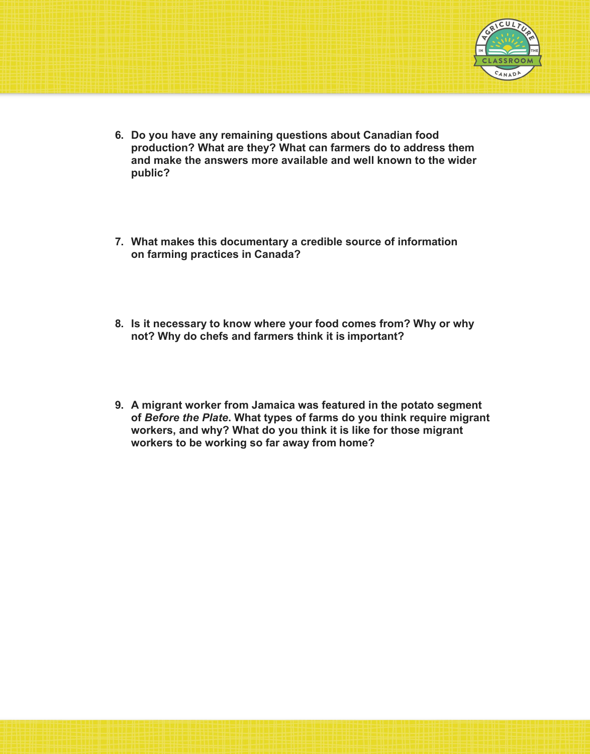6. **Do you have any remaining questions about Canadian food production? What are they? What can farmers do to address them and make the answers more available and well known to the wider public?**

7. **What makes this documentary a credible source of information on farming practices in Canada?**

8. **Is it necessary to know where your food comes from? Why or why not? Why do chefs and farmers think it is important?**

9. **A migrant worker from Jamaica was featured in the potato segment of *Before the Plate*. What types of farms do you think require migrant workers, and why? What do you think it is like for those migrant workers to be working so far away from home?**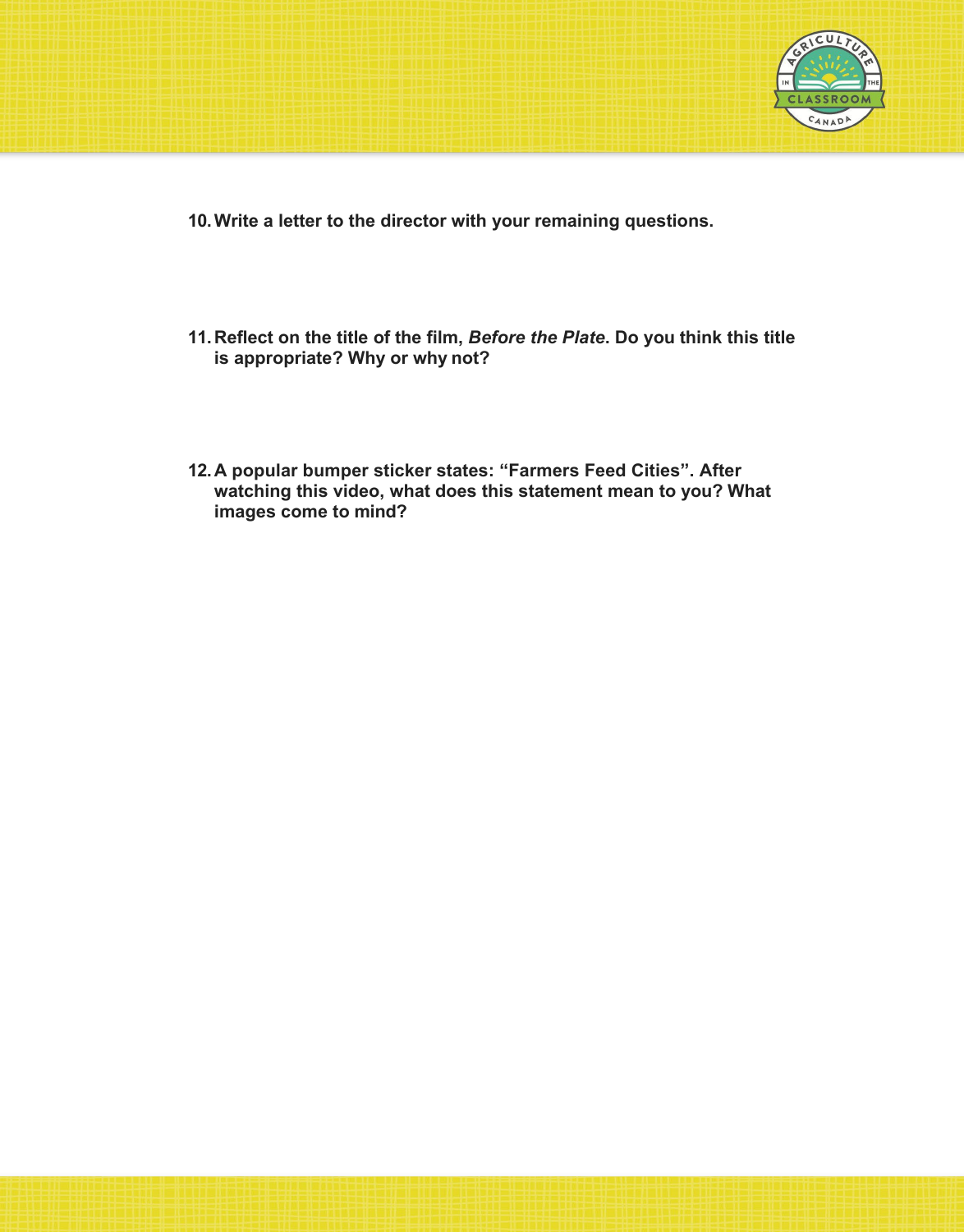10. **Write a letter to the director with your remaining questions.**

11. **Reflect on the title of the film, *Before the Plate*. Do you think this title is appropriate? Why or why not?**

12. **A popular bumper sticker states: "Farmers Feed Cities". After watching this video, what does this statement mean to you? What images come to mind?**